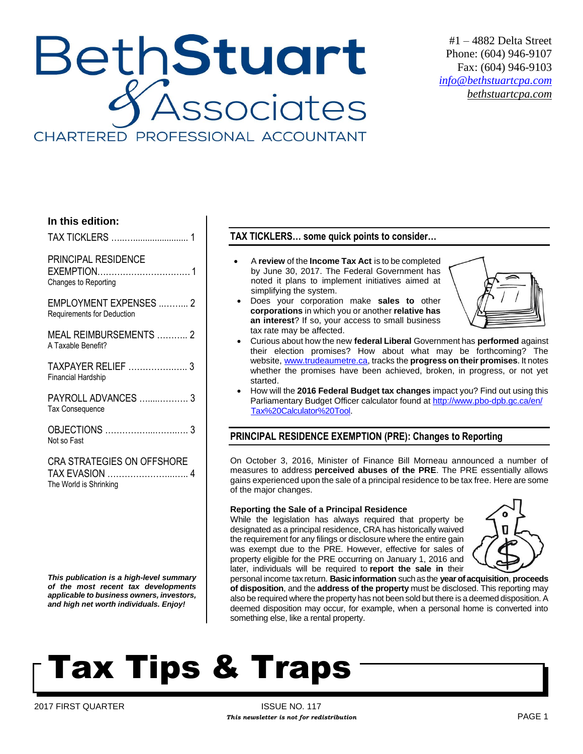# BethStuart & Associates

CHARTERED PROFESSIONAL ACCOUNTANT

#1 – 4882 Delta Street
Phone: (604) 946-9107
Fax: (604) 946-9103
info@bethstuartcpa.com
bethstuartcpa.com

**In this edition:**

TAX TICKLERS .......................... 1

PRINCIPAL RESIDENCE EXEMPTION.................................. 1
Changes to Reporting

EMPLOYMENT EXPENSES ........... 2
Requirements for Deduction

MEAL REIMBURSEMENTS ........... 2
A Taxable Benefit?

TAXPAYER RELIEF ..................... 3
Financial Hardship

PAYROLL ADVANCES .................. 3
Tax Consequence

OBJECTIONS ............................... 3
Not so Fast

CRA STRATEGIES ON OFFSHORE TAX EVASION ............................ 4
The World is Shrinking

***This publication is a high-level summary of the most recent tax developments applicable to business owners, investors, and high net worth individuals. Enjoy!***

## TAX TICKLERS… some quick points to consider…

- A **review** of the **Income Tax Act** is to be completed by June 30, 2017. The Federal Government has noted it plans to implement initiatives aimed at simplifying the system.
- Does your corporation make **sales to** other **corporations** in which you or another **relative has an interest**? If so, your access to small business tax rate may be affected.
- Curious about how the new **federal Liberal** Government has **performed** against their election promises? How about what may be forthcoming? The website, www.trudeaumetre.ca, tracks the **progress on their promises**. It notes whether the promises have been achieved, broken, in progress, or not yet started.
- How will the **2016 Federal Budget tax changes** impact you? Find out using this Parliamentary Budget Officer calculator found at http://www.pbo-dpb.gc.ca/en/Tax%20Calculator%20Tool.

## PRINCIPAL RESIDENCE EXEMPTION (PRE): Changes to Reporting

On October 3, 2016, Minister of Finance Bill Morneau announced a number of measures to address **perceived abuses of the PRE**. The PRE essentially allows gains experienced upon the sale of a principal residence to be tax free. Here are some of the major changes.

### Reporting the Sale of a Principal Residence

While the legislation has always required that property be designated as a principal residence, CRA has historically waived the requirement for any filings or disclosure where the entire gain was exempt due to the PRE. However, effective for sales of property eligible for the PRE occurring on January 1, 2016 and later, individuals will be required to **report the sale in** their personal income tax return. **Basic information** such as the **year of acquisition**, **proceeds of disposition**, and the **address of the property** must be disclosed. This reporting may also be required where the property has not been sold but there is a deemed disposition. A deemed disposition may occur, for example, when a personal home is converted into something else, like a rental property.

# Tax Tips & Traps

2017 FIRST QUARTER — ISSUE NO. 117

***This newsletter is not for redistribution***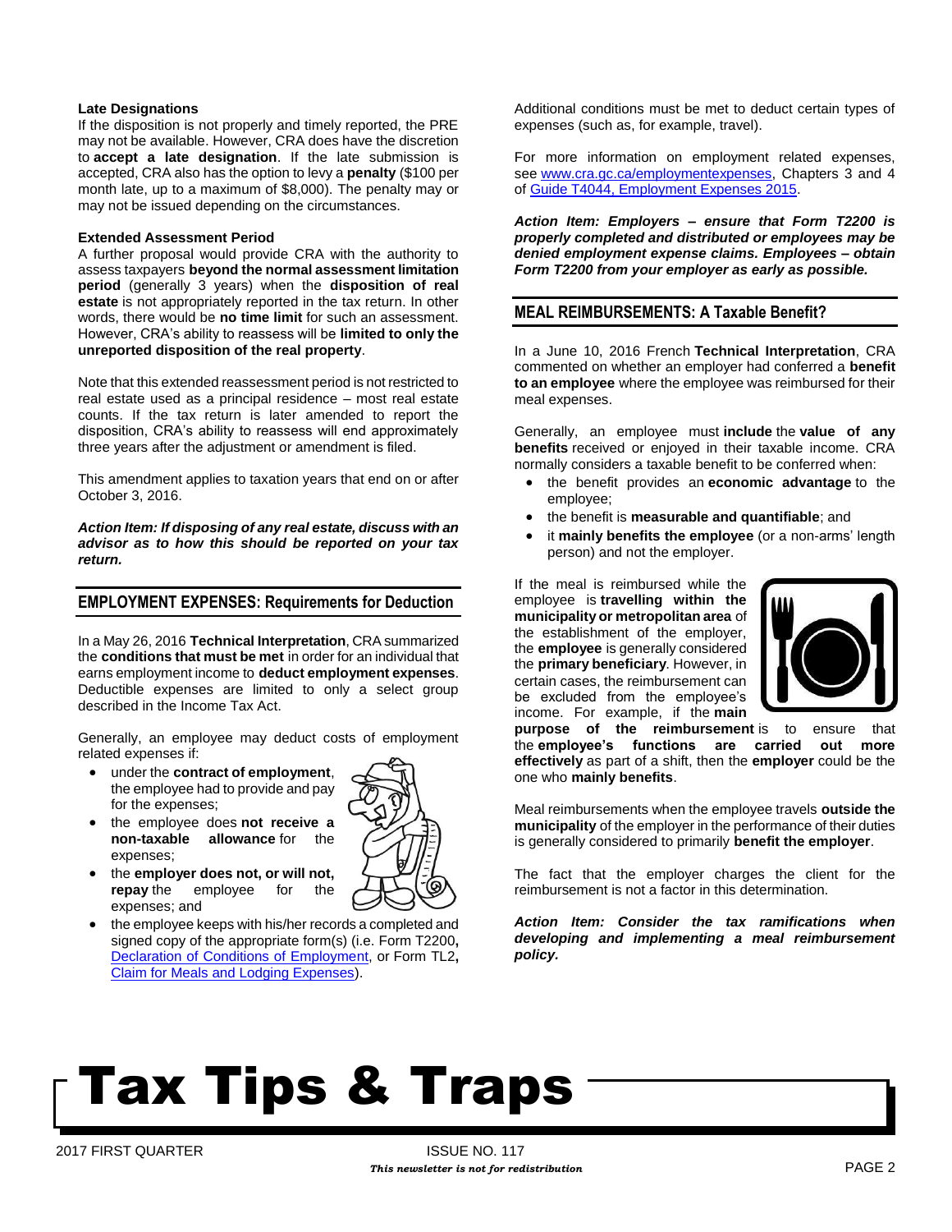**Late Designations**

If the disposition is not properly and timely reported, the PRE may not be available. However, CRA does have the discretion to **accept a late designation**. If the late submission is accepted, CRA also has the option to levy a **penalty** ($100 per month late, up to a maximum of $8,000). The penalty may or may not be issued depending on the circumstances.

**Extended Assessment Period**

A further proposal would provide CRA with the authority to assess taxpayers **beyond the normal assessment limitation period** (generally 3 years) when the **disposition of real estate** is not appropriately reported in the tax return. In other words, there would be **no time limit** for such an assessment. However, CRA's ability to reassess will be **limited to only the unreported disposition of the real property**.

Note that this extended reassessment period is not restricted to real estate used as a principal residence – most real estate counts. If the tax return is later amended to report the disposition, CRA's ability to reassess will end approximately three years after the adjustment or amendment is filed.

This amendment applies to taxation years that end on or after October 3, 2016.

***Action Item: If disposing of any real estate, discuss with an advisor as to how this should be reported on your tax return.***

## EMPLOYMENT EXPENSES: Requirements for Deduction

In a May 26, 2016 **Technical Interpretation**, CRA summarized the **conditions that must be met** in order for an individual that earns employment income to **deduct employment expenses**. Deductible expenses are limited to only a select group described in the Income Tax Act.

Generally, an employee may deduct costs of employment related expenses if:

- under the **contract of employment**, the employee had to provide and pay for the expenses;
- the employee does **not receive a non-taxable allowance** for the expenses;
- the **employer does not, or will not, repay** the employee for the expenses; and
- the employee keeps with his/her records a completed and signed copy of the appropriate form(s) (i.e. Form T2200**,** Declaration of Conditions of Employment, or Form TL2**,** Claim for Meals and Lodging Expenses).

Additional conditions must be met to deduct certain types of expenses (such as, for example, travel).

For more information on employment related expenses, see www.cra.gc.ca/employmentexpenses, Chapters 3 and 4 of Guide T4044, Employment Expenses 2015.

***Action Item: Employers – ensure that Form T2200 is properly completed and distributed or employees may be denied employment expense claims. Employees – obtain Form T2200 from your employer as early as possible.***

## MEAL REIMBURSEMENTS: A Taxable Benefit?

In a June 10, 2016 French **Technical Interpretation**, CRA commented on whether an employer had conferred a **benefit to an employee** where the employee was reimbursed for their meal expenses.

Generally, an employee must **include** the **value of any benefits** received or enjoyed in their taxable income. CRA normally considers a taxable benefit to be conferred when:

- the benefit provides an **economic advantage** to the employee;
- the benefit is **measurable and quantifiable**; and
- it **mainly benefits the employee** (or a non-arms' length person) and not the employer.

If the meal is reimbursed while the employee is **travelling within the municipality or metropolitan area** of the establishment of the employer, the **employee** is generally considered the **primary beneficiary**. However, in certain cases, the reimbursement can be excluded from the employee's income. For example, if the **main purpose of the reimbursement** is to ensure that the **employee's functions are carried out more effectively** as part of a shift, then the **employer** could be the one who **mainly benefits**.

Meal reimbursements when the employee travels **outside the municipality** of the employer in the performance of their duties is generally considered to primarily **benefit the employer**.

The fact that the employer charges the client for the reimbursement is not a factor in this determination.

***Action Item: Consider the tax ramifications when developing and implementing a meal reimbursement policy.***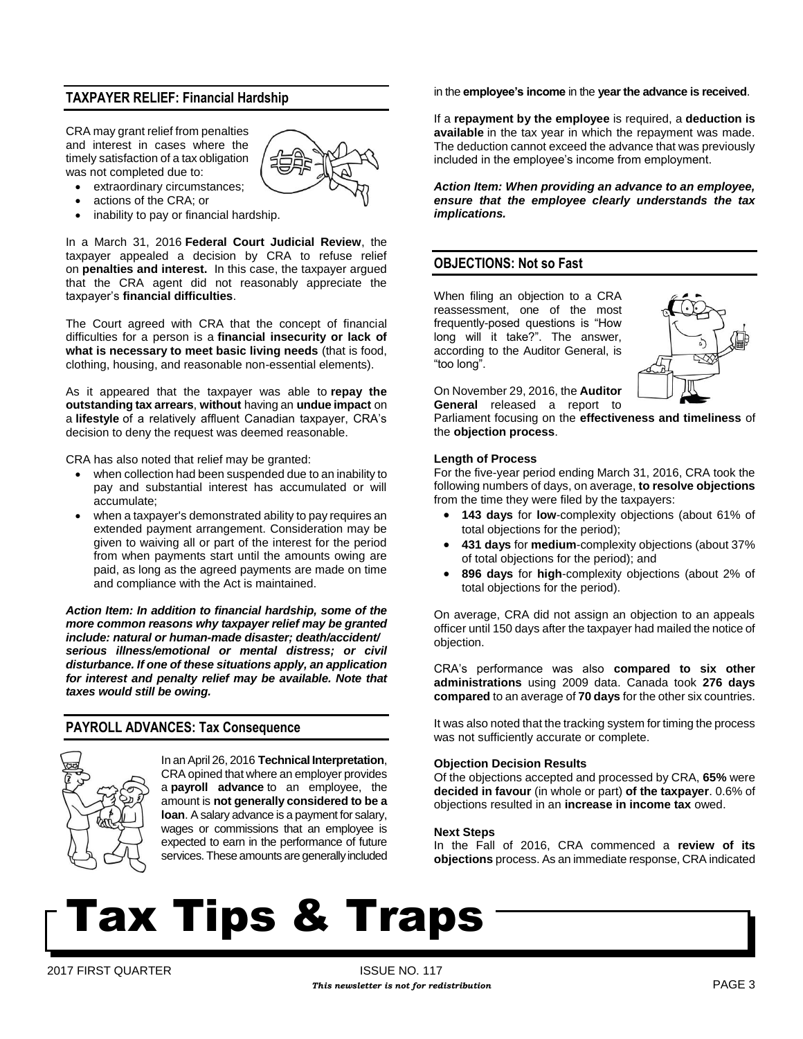## TAXPAYER RELIEF: Financial Hardship

CRA may grant relief from penalties and interest in cases where the timely satisfaction of a tax obligation was not completed due to:

- extraordinary circumstances;
- actions of the CRA; or
- inability to pay or financial hardship.

In a March 31, 2016 **Federal Court Judicial Review**, the taxpayer appealed a decision by CRA to refuse relief on **penalties and interest.** In this case, the taxpayer argued that the CRA agent did not reasonably appreciate the taxpayer's **financial difficulties**.

The Court agreed with CRA that the concept of financial difficulties for a person is a **financial insecurity or lack of what is necessary to meet basic living needs** (that is food, clothing, housing, and reasonable non-essential elements).

As it appeared that the taxpayer was able to **repay the outstanding tax arrears**, **without** having an **undue impact** on a **lifestyle** of a relatively affluent Canadian taxpayer, CRA's decision to deny the request was deemed reasonable.

CRA has also noted that relief may be granted:

- when collection had been suspended due to an inability to pay and substantial interest has accumulated or will accumulate;
- when a taxpayer's demonstrated ability to pay requires an extended payment arrangement. Consideration may be given to waiving all or part of the interest for the period from when payments start until the amounts owing are paid, as long as the agreed payments are made on time and compliance with the Act is maintained.

***Action Item: In addition to financial hardship, some of the more common reasons why taxpayer relief may be granted include: natural or human-made disaster; death/accident/ serious illness/emotional or mental distress; or civil disturbance. If one of these situations apply, an application for interest and penalty relief may be available. Note that taxes would still be owing.***

## PAYROLL ADVANCES: Tax Consequence

In an April 26, 2016 **Technical Interpretation**, CRA opined that where an employer provides a **payroll advance** to an employee, the amount is **not generally considered to be a loan**. A salary advance is a payment for salary, wages or commissions that an employee is expected to earn in the performance of future services. These amounts are generally included in the **employee's income** in the **year the advance is received**.

If a **repayment by the employee** is required, a **deduction is available** in the tax year in which the repayment was made. The deduction cannot exceed the advance that was previously included in the employee's income from employment.

***Action Item: When providing an advance to an employee, ensure that the employee clearly understands the tax implications.***

## OBJECTIONS: Not so Fast

When filing an objection to a CRA reassessment, one of the most frequently-posed questions is "How long will it take?". The answer, according to the Auditor General, is "too long".

On November 29, 2016, the **Auditor General** released a report to Parliament focusing on the **effectiveness and timeliness** of the **objection process**.

### Length of Process

For the five-year period ending March 31, 2016, CRA took the following numbers of days, on average, **to resolve objections** from the time they were filed by the taxpayers:

- **143 days** for **low**-complexity objections (about 61% of total objections for the period);
- **431 days** for **medium**-complexity objections (about 37% of total objections for the period); and
- **896 days** for **high**-complexity objections (about 2% of total objections for the period).

On average, CRA did not assign an objection to an appeals officer until 150 days after the taxpayer had mailed the notice of objection.

CRA's performance was also **compared to six other administrations** using 2009 data. Canada took **276 days compared** to an average of **70 days** for the other six countries.

It was also noted that the tracking system for timing the process was not sufficiently accurate or complete.

### Objection Decision Results

Of the objections accepted and processed by CRA, **65%** were **decided in favour** (in whole or part) **of the taxpayer**. 0.6% of objections resulted in an **increase in income tax** owed.

### Next Steps

In the Fall of 2016, CRA commenced a **review of its objections** process. As an immediate response, CRA indicated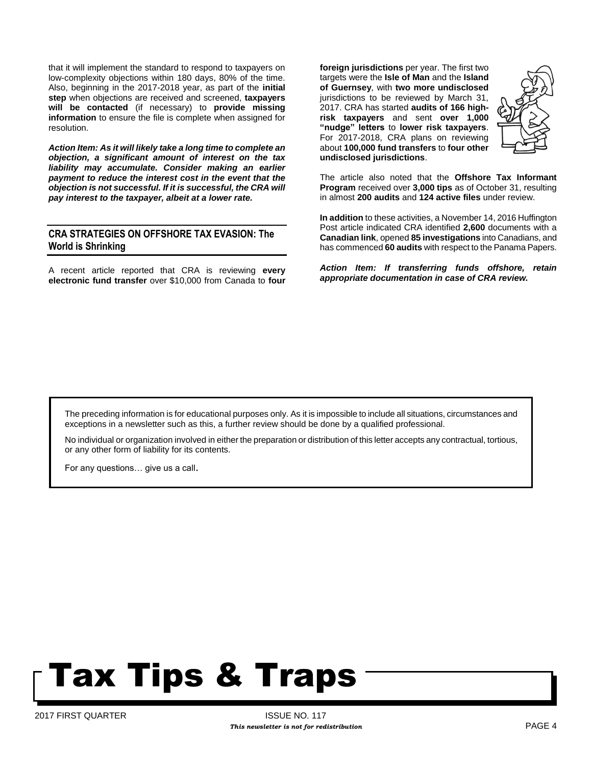that it will implement the standard to respond to taxpayers on low-complexity objections within 180 days, 80% of the time. Also, beginning in the 2017-2018 year, as part of the **initial step** when objections are received and screened, **taxpayers will be contacted** (if necessary) to **provide missing information** to ensure the file is complete when assigned for resolution.

***Action Item: As it will likely take a long time to complete an objection, a significant amount of interest on the tax liability may accumulate. Consider making an earlier payment to reduce the interest cost in the event that the objection is not successful. If it is successful, the CRA will pay interest to the taxpayer, albeit at a lower rate.***

## CRA STRATEGIES ON OFFSHORE TAX EVASION: The World is Shrinking

A recent article reported that CRA is reviewing **every electronic fund transfer** over $10,000 from Canada to **four foreign jurisdictions** per year. The first two targets were the **Isle of Man** and the **Island of Guernsey**, with **two more undisclosed** jurisdictions to be reviewed by March 31, 2017. CRA has started **audits of 166 high-risk taxpayers** and sent **over 1,000 "nudge" letters** to **lower risk taxpayers**. For 2017-2018, CRA plans on reviewing about **100,000 fund transfers** to **four other undisclosed jurisdictions**.

The article also noted that the **Offshore Tax Informant Program** received over **3,000 tips** as of October 31, resulting in almost **200 audits** and **124 active files** under review.

**In addition** to these activities, a November 14, 2016 Huffington Post article indicated CRA identified **2,600** documents with a **Canadian link**, opened **85 investigations** into Canadians, and has commenced **60 audits** with respect to the Panama Papers.

***Action Item: If transferring funds offshore, retain appropriate documentation in case of CRA review.***

---

The preceding information is for educational purposes only. As it is impossible to include all situations, circumstances and exceptions in a newsletter such as this, a further review should be done by a qualified professional.

No individual or organization involved in either the preparation or distribution of this letter accepts any contractual, tortious, or any other form of liability for its contents.

For any questions… give us a call.